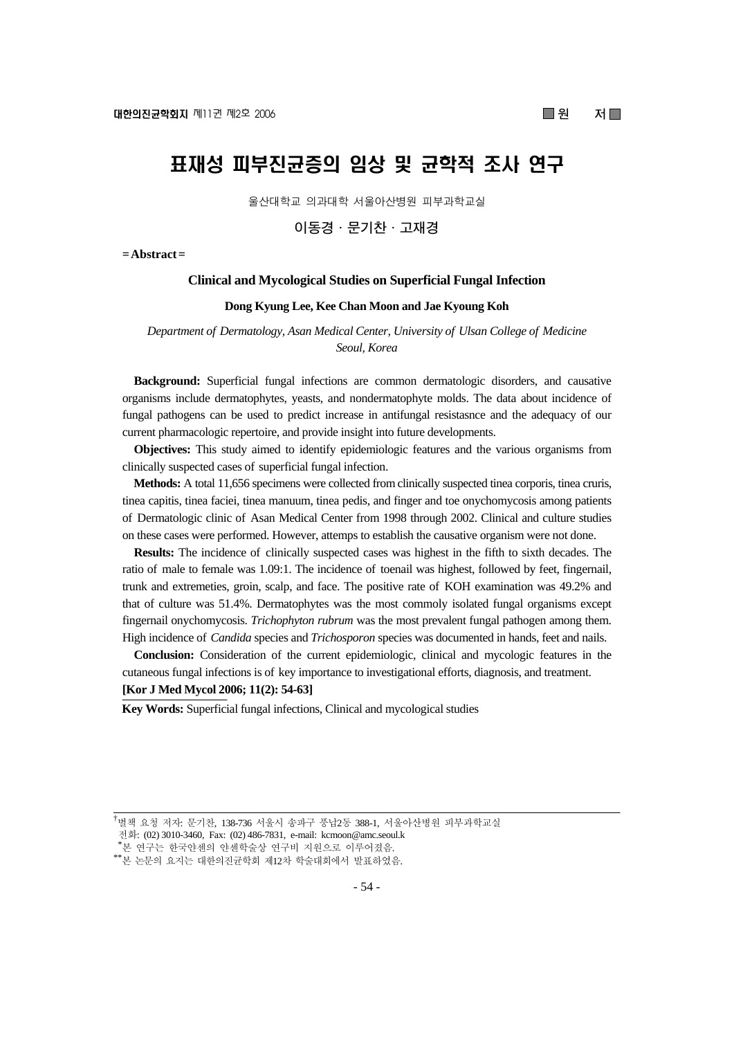■ 원 저 ■

# 표재성 피부진균증의 임상 및 균학적 조사 연구

울산대학교 의과대학 서울아산병원 피부과학교실

이동경 · 문기찬 · 고재경

= Abstract =

## Clinical and Mycological Studies on Superficial Fungal Infection

**Dong Kyung Lee, Kee Chan Moon and Jae Kyoung Koh**

*Department of Dermatology, Asan Medical Center, University of Ulsan College of Medicine Seoul, Korea*

**Background:** Superficial fungal infections are common dermatologic disorders, and causative organisms include dermatophytes, yeasts, and nondermatophyte molds. The data about incidence of fungal pathogens can be used to predict increase in antifungal resistasnce and the adequacy of our current pharmacologic repertoire, and provide insight into future developments.

**Objectives:** This study aimed to identify epidemiologic features and the various organisms from clinically suspected cases of superficial fungal infection.

**Methods:** A total 11,656 specimens were collected from clinically suspected tinea corporis, tinea cruris, tinea capitis, tinea faciei, tinea manuum, tinea pedis, and finger and toe onychomycosis among patients of Dermatologic clinic of Asan Medical Center from 1998 through 2002. Clinical and culture studies on these cases were performed. However, attemps to establish the causative organism were not done.

**Results:** The incidence of clinically suspected cases was highest in the fifth to sixth decades. The ratio of male to female was 1.09:1. The incidence of toenail was highest, followed by feet, fingernail, trunk and extremeties, groin, scalp, and face. The positive rate of KOH examination was 49.2% and that of culture was 51.4%. Dermatophytes was the most commoly isolated fungal organisms except fingernail onychomycosis. *Trichophyton rubrum* was the most prevalent fungal pathogen among them. High incidence of *Candida* species and *Trichosporon* species was documented in hands, feet and nails.

**Conclusion:** Consideration of the current epidemiologic, clinical and mycologic features in the cutaneous fungal infections is of key importance to investigational efforts, diagnosis, and treatment.

**[Kor J Med Mycol 2006; 11(2): 54-63]**

**Key Words:** Superficial fungal infections, Clinical and mycological studies

---

†별책 요청 저자: 문기찬, 138-736 서울시 송파구 풍납2동 388-1, 서울아산병원 피부과학교실
전화: (02) 3010-3460, Fax: (02) 486-7831, e-mail: kcmoon@amc.seoul.k

*본 연구는 한국얀센의 얀센학술상 연구비 지원으로 이루어졌음.

**본 논문의 요지는 대한의진균학회 제12차 학술대회에서 발표하였음.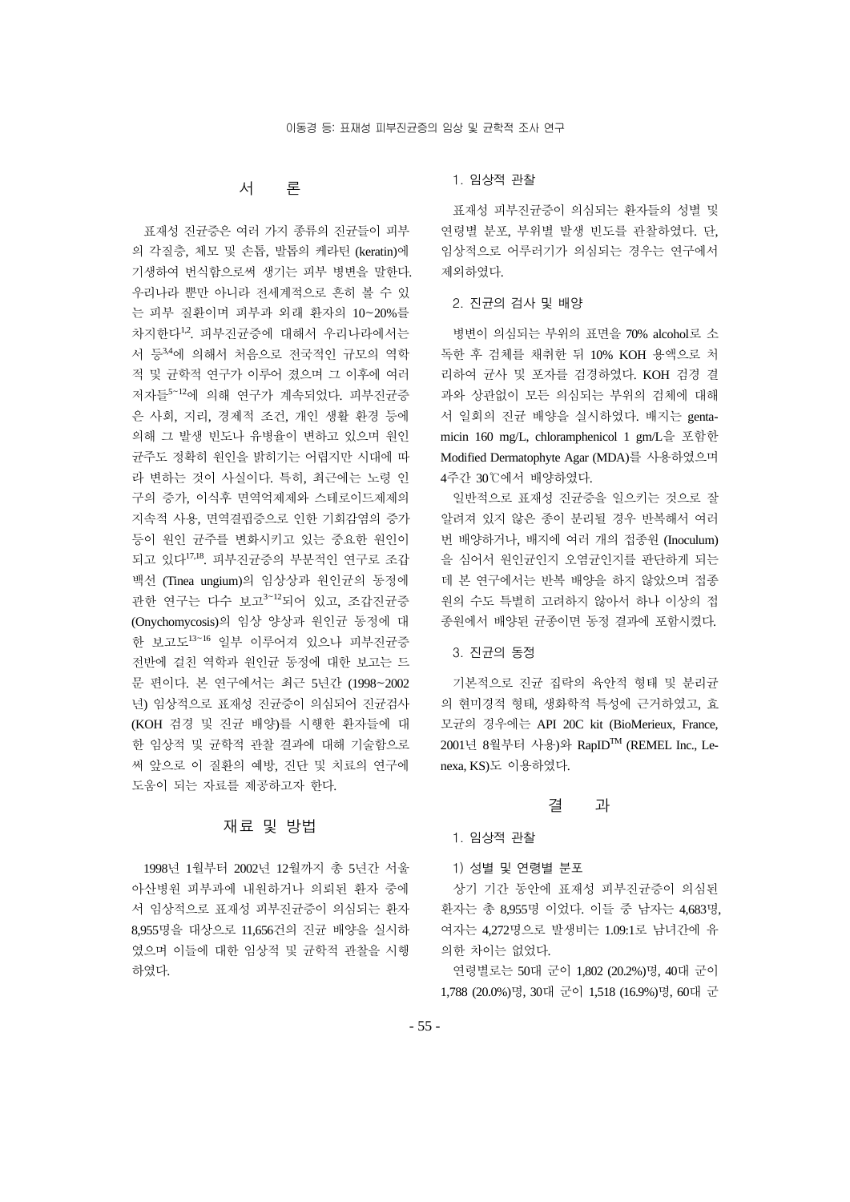## 서 론

표재성 진균증은 여러 가지 종류의 진균들이 피부의 각질층, 체모 및 손톱, 발톱의 케라틴 (keratin)에 기생하여 번식함으로써 생기는 피부 병변을 말한다. 우리나라 뿐만 아니라 전세계적으로 흔히 볼 수 있는 피부 질환이며 피부과 외래 환자의 10~20%를 차지한다[1,2]. 피부진균증에 대해서 우리나라에서는 서 등[3,4]에 의해서 처음으로 전국적인 규모의 역학적 및 균학적 연구가 이루어 졌으며 그 이후에 여러 저자들[5~12]에 의해 연구가 계속되었다. 피부진균증은 사회, 지리, 경제적 조건, 개인 생활 환경 등에 의해 그 발생 빈도나 유병율이 변하고 있으며 원인 균주도 정확히 원인을 밝히기는 어렵지만 시대에 따라 변하는 것이 사실이다. 특히, 최근에는 노령 인구의 증가, 이식후 면역억제제와 스테로이드제제의 지속적 사용, 면역결핍증으로 인한 기회감염의 증가 등이 원인 균주를 변화시키고 있는 중요한 원인이 되고 있다[17,18]. 피부진균증의 부분적인 연구로 조갑백선 (Tinea ungium)의 임상상과 원인균의 동정에 관한 연구는 다수 보고[3~12]되어 있고, 조갑진균증 (Onychomycosis)의 임상 양상과 원인균 동정에 대한 보고도[13~16] 일부 이루어져 있으나 피부진균증 전반에 걸친 역학과 원인균 동정에 대한 보고는 드문 편이다. 본 연구에서는 최근 5년간 (1998~2002년) 임상적으로 표재성 진균증이 의심되어 진균검사 (KOH 검경 및 진균 배양)를 시행한 환자들에 대한 임상적 및 균학적 관찰 결과에 대해 기술함으로써 앞으로 이 질환의 예방, 진단 및 치료의 연구에 도움이 되는 자료를 제공하고자 한다.

## 재료 및 방법

1998년 1월부터 2002년 12월까지 총 5년간 서울아산병원 피부과에 내원하거나 의뢰된 환자 중에서 임상적으로 표재성 피부진균증이 의심되는 환자 8,955명을 대상으로 11,656건의 진균 배양을 실시하였으며 이들에 대한 임상적 및 균학적 관찰을 시행하였다.

### 1. 임상적 관찰

표재성 피부진균증이 의심되는 환자들의 성별 및 연령별 분포, 부위별 발생 빈도를 관찰하였다. 단, 임상적으로 어루러기가 의심되는 경우는 연구에서 제외하였다.

### 2. 진균의 검사 및 배양

병변이 의심되는 부위의 표면을 70% alcohol로 소독한 후 검체를 채취한 뒤 10% KOH 용액으로 처리하여 균사 및 포자를 검경하였다. KOH 검경 결과와 상관없이 모든 의심되는 부위의 검체에 대해서 일회의 진균 배양을 실시하였다. 배지는 gentamicin 160 mg/L, chloramphenicol 1 gm/L을 포함한 Modified Dermatophyte Agar (MDA)를 사용하였으며 4주간 30℃에서 배양하였다.

일반적으로 표재성 진균증을 일으키는 것으로 잘 알려져 있지 않은 종이 분리될 경우 반복해서 여러 번 배양하거나, 배지에 여러 개의 접종원 (Inoculum)을 심어서 원인균인지 오염균인지를 판단하게 되는데 본 연구에서는 반복 배양을 하지 않았으며 접종원의 수도 특별히 고려하지 않아서 하나 이상의 접종원에서 배양된 균종이면 동정 결과에 포함시켰다.

### 3. 진균의 동정

기본적으로 진균 집락의 육안적 형태 및 분리균의 현미경적 형태, 생화학적 특성에 근거하였고, 효모균의 경우에는 API 20C kit (BioMerieux, France, 2001년 8월부터 사용)와 RapID™ (REMEL Inc., Lenexa, KS)도 이용하였다.

## 결 과

### 1. 임상적 관찰

#### 1) 성별 및 연령별 분포

상기 기간 동안에 표재성 피부진균증이 의심된 환자는 총 8,955명 이었다. 이들 중 남자는 4,683명, 여자는 4,272명으로 발생비는 1.09:1로 남녀간에 유의한 차이는 없었다.

연령별로는 50대 군이 1,802 (20.2%)명, 40대 군이 1,788 (20.0%)명, 30대 군이 1,518 (16.9%)명, 60대 군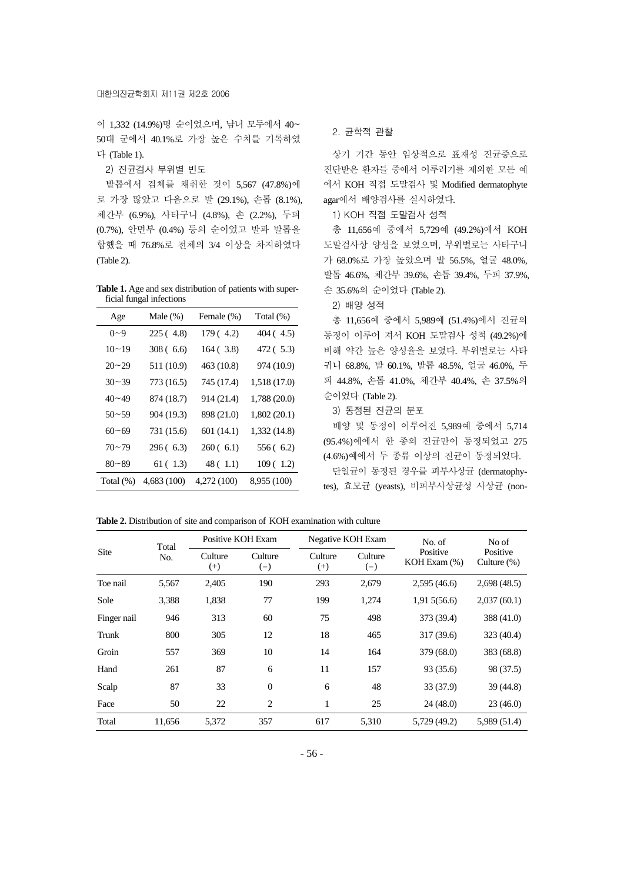이 1,332 (14.9%)명 순이었으며, 남녀 모두에서 40~50대 군에서 40.1%로 가장 높은 수치를 기록하였다 (Table 1).

2) 진균검사 부위별 빈도

발톱에서 검체를 채취한 것이 5,567 (47.8%)예로 가장 많았고 다음으로 발 (29.1%), 손톱 (8.1%), 체간부 (6.9%), 사타구니 (4.8%), 손 (2.2%), 두피 (0.7%), 안면부 (0.4%) 등의 순이었고 발과 발톱을 합했을 때 76.8%로 전체의 3/4 이상을 차지하였다 (Table 2).

**Table 1.** Age and sex distribution of patients with superficial fungal infections

| Age | Male (%) | Female (%) | Total (%) |
|---|---|---|---|
| 0~9 | 225 ( 4.8) | 179 ( 4.2) | 404 ( 4.5) |
| 10~19 | 308 ( 6.6) | 164 ( 3.8) | 472 ( 5.3) |
| 20~29 | 511 (10.9) | 463 (10.8) | 974 (10.9) |
| 30~39 | 773 (16.5) | 745 (17.4) | 1,518 (17.0) |
| 40~49 | 874 (18.7) | 914 (21.4) | 1,788 (20.0) |
| 50~59 | 904 (19.3) | 898 (21.0) | 1,802 (20.1) |
| 60~69 | 731 (15.6) | 601 (14.1) | 1,332 (14.8) |
| 70~79 | 296 ( 6.3) | 260 ( 6.1) | 556 ( 6.2) |
| 80~89 | 61 ( 1.3) | 48 ( 1.1) | 109 ( 1.2) |
| Total (%) | 4,683 (100) | 4,272 (100) | 8,955 (100) |

## 2. 균학적 관찰

상기 기간 동안 임상적으로 표재성 진균증으로 진단받은 환자들 중에서 어루러기를 제외한 모든 예에서 KOH 직접 도말검사 및 Modified dermatophyte agar에서 배양검사를 실시하였다.

1) KOH 직접 도말검사 성적

총 11,656예 중에서 5,729예 (49.2%)에서 KOH 도말검사상 양성을 보였으며, 부위별로는 사타구니가 68.0%로 가장 높았으며 발 56.5%, 얼굴 48.0%, 발톱 46.6%, 체간부 39.6%, 손톱 39.4%, 두피 37.9%, 손 35.6%의 순이었다 (Table 2).

2) 배양 성적

총 11,656예 중에서 5,989예 (51.4%)에서 진균의 동정이 이루어 져서 KOH 도말검사 성적 (49.2%)에 비해 약간 높은 양성율을 보였다. 부위별로는 사타귀니 68.8%, 발 60.1%, 발톱 48.5%, 얼굴 46.0%, 두피 44.8%, 손톱 41.0%, 체간부 40.4%, 손 37.5%의 순이었다 (Table 2).

3) 동정된 진균의 분포

배양 및 동정이 이루어진 5,989예 중에서 5,714 (95.4%)예에서 한 종의 진균만이 동정되었고 275 (4.6%)예에서 두 종류 이상의 진균이 동정되었다.

단일균이 동정된 경우를 피부사상균 (dermatophytes), 효모균 (yeasts), 비피부사상균성 사상균 (non-

**Table 2.** Distribution of site and comparison of KOH examination with culture

| Site | Total No. | Positive KOH Exam | | Negative KOH Exam | | No. of Positive KOH Exam (%) | No of Positive Culture (%) |
|---|---|---|---|---|---|---|---|
| | | Culture (+) | Culture (−) | Culture (+) | Culture (−) | | |
| Toe nail | 5,567 | 2,405 | 190 | 293 | 2,679 | 2,595 (46.6) | 2,698 (48.5) |
| Sole | 3,388 | 1,838 | 77 | 199 | 1,274 | 1,91 5(56.6) | 2,037 (60.1) |
| Finger nail | 946 | 313 | 60 | 75 | 498 | 373 (39.4) | 388 (41.0) |
| Trunk | 800 | 305 | 12 | 18 | 465 | 317 (39.6) | 323 (40.4) |
| Groin | 557 | 369 | 10 | 14 | 164 | 379 (68.0) | 383 (68.8) |
| Hand | 261 | 87 | 6 | 11 | 157 | 93 (35.6) | 98 (37.5) |
| Scalp | 87 | 33 | 0 | 6 | 48 | 33 (37.9) | 39 (44.8) |
| Face | 50 | 22 | 2 | 1 | 25 | 24 (48.0) | 23 (46.0) |
| Total | 11,656 | 5,372 | 357 | 617 | 5,310 | 5,729 (49.2) | 5,989 (51.4) |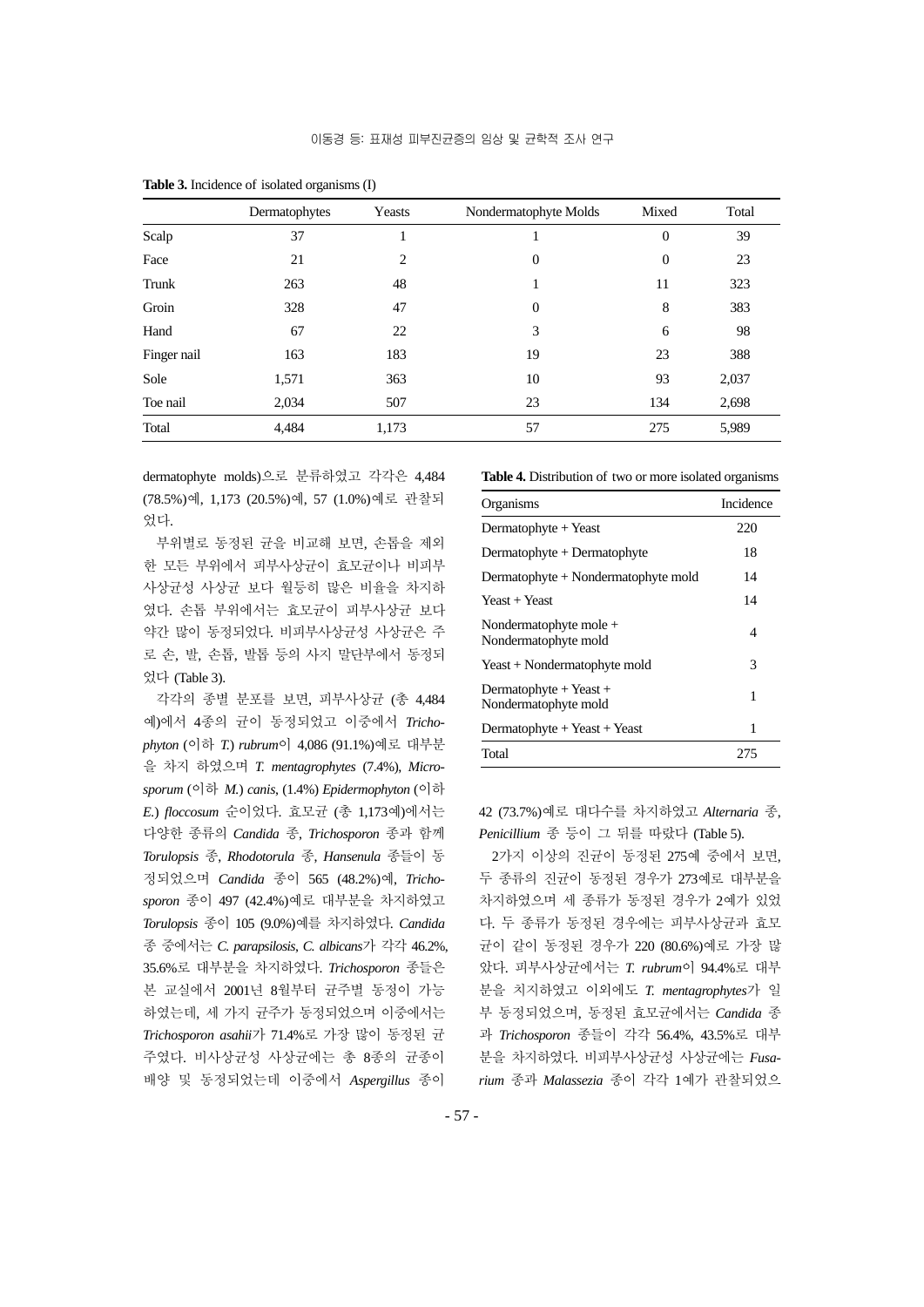**Table 3.** Incidence of isolated organisms (I)

| | Dermatophytes | Yeasts | Nondermatophyte Molds | Mixed | Total |
|---|---|---|---|---|---|
| Scalp | 37 | 1 | 1 | 0 | 39 |
| Face | 21 | 2 | 0 | 0 | 23 |
| Trunk | 263 | 48 | 1 | 11 | 323 |
| Groin | 328 | 47 | 0 | 8 | 383 |
| Hand | 67 | 22 | 3 | 6 | 98 |
| Finger nail | 163 | 183 | 19 | 23 | 388 |
| Sole | 1,571 | 363 | 10 | 93 | 2,037 |
| Toe nail | 2,034 | 507 | 23 | 134 | 2,698 |
| Total | 4,484 | 1,173 | 57 | 275 | 5,989 |

dermatophyte molds)으로 분류하였고 각각은 4,484 (78.5%)예, 1,173 (20.5%)예, 57 (1.0%)예로 관찰되었다.

부위별로 동정된 균을 비교해 보면, 손톱을 제외한 모든 부위에서 피부사상균이 효모균이나 비피부사상균성 사상균 보다 월등히 많은 비율을 차지하였다. 손톱 부위에서는 효모균이 피부사상균 보다 약간 많이 동정되었다. 비피부사상균성 사상균은 주로 손, 발, 손톱, 발톱 등의 사지 말단부에서 동정되었다 (Table 3).

각각의 종별 분포를 보면, 피부사상균 (총 4,484예)에서 4종의 균이 동정되었고 이중에서 *Trichophyton* (이하 *T.*) *rubrum*이 4,086 (91.1%)예로 대부분을 차지 하였으며 *T. mentagrophytes* (7.4%), *Microsporum* (이하 *M.*) *canis*, (1.4%) *Epidermophyton* (이하 *E.*) *floccosum* 순이었다. 효모균 (총 1,173예)에서는 다양한 종류의 *Candida* 종, *Trichosporon* 종과 함께 *Torulopsis* 종, *Rhodotorula* 종, *Hansenula* 종들이 동정되었으며 *Candida* 종이 565 (48.2%)예, *Trichosporon* 종이 497 (42.4%)예로 대부분을 차지하였고 *Torulopsis* 종이 105 (9.0%)예를 차지하였다. *Candida* 종 중에서는 *C. parapsilosis*, *C. albicans*가 각각 46.2%, 35.6%로 대부분을 차지하였다. *Trichosporon* 종들은 본 교실에서 2001년 8월부터 균주별 동정이 가능하였는데, 세 가지 균주가 동정되었으며 이중에서는 *Trichosporon asahii*가 71.4%로 가장 많이 동정된 균주였다. 비사상균성 사상균에는 총 8종의 균종이 배양 및 동정되었는데 이중에서 *Aspergillus* 종이 42 (73.7%)예로 대다수를 차지하였고 *Alternaria* 종, *Penicillium* 종 등이 그 뒤를 따랐다 (Table 5).

**Table 4.** Distribution of two or more isolated organisms

| Organisms | Incidence |
|---|---|
| Dermatophyte + Yeast | 220 |
| Dermatophyte + Dermatophyte | 18 |
| Dermatophyte + Nondermatophyte mold | 14 |
| Yeast + Yeast | 14 |
| Nondermatophyte mole + Nondermatophyte mold | 4 |
| Yeast + Nondermatophyte mold | 3 |
| Dermatophyte + Yeast + Nondermatophyte mold | 1 |
| Dermatophyte + Yeast + Yeast | 1 |
| Total | 275 |

2가지 이상의 진균이 동정된 275예 중에서 보면, 두 종류의 진균이 동정된 경우가 273예로 대부분을 차지하였으며 세 종류가 동정된 경우가 2예가 있었다. 두 종류가 동정된 경우에는 피부사상균과 효모균이 같이 동정된 경우가 220 (80.6%)예로 가장 많았다. 피부사상균에서는 *T. rubrum*이 94.4%로 대부분을 치지하였고 이외에도 *T. mentagrophytes*가 일부 동정되었으며, 동정된 효모균에서는 *Candida* 종과 *Trichosporon* 종들이 각각 56.4%, 43.5%로 대부분을 차지하였다. 비피부사상균성 사상균에는 *Fusarium* 종과 *Malassezia* 종이 각각 1예가 관찰되었으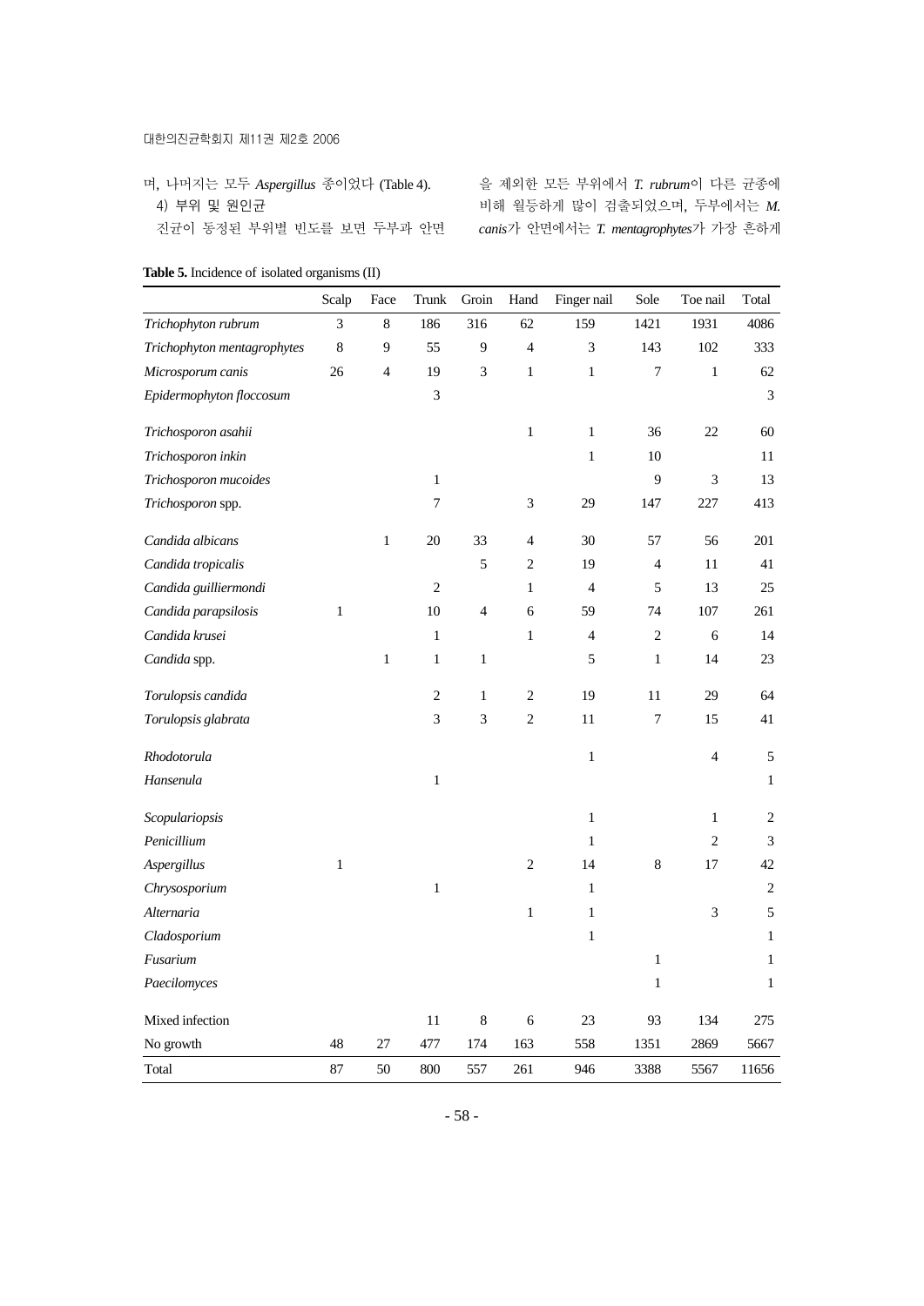며, 나머지는 모두 *Aspergillus* 종이었다 (Table 4).

4) 부위 및 원인균

진균이 동정된 부위별 빈도를 보면 두부과 안면을 제외한 모든 부위에서 *T. rubrum*이 다른 균종에 비해 월등하게 많이 검출되었으며, 두부에서는 *M. canis*가 안면에서는 *T. mentagrophytes*가 가장 흔하게

**Table 5.** Incidence of isolated organisms (II)

| | Scalp | Face | Trunk | Groin | Hand | Finger nail | Sole | Toe nail | Total |
|---|---|---|---|---|---|---|---|---|---|
| *Trichophyton rubrum* | 3 | 8 | 186 | 316 | 62 | 159 | 1421 | 1931 | 4086 |
| *Trichophyton mentagrophytes* | 8 | 9 | 55 | 9 | 4 | 3 | 143 | 102 | 333 |
| *Microsporum canis* | 26 | 4 | 19 | 3 | 1 | 1 | 7 | 1 | 62 |
| *Epidermophyton floccosum* | | | 3 | | | | | | 3 |
| *Trichosporon asahii* | | | | | 1 | 1 | 36 | 22 | 60 |
| *Trichosporon inkin* | | | | | | 1 | 10 | | 11 |
| *Trichosporon mucoides* | | | 1 | | | | 9 | 3 | 13 |
| *Trichosporon* spp. | | | 7 | | 3 | 29 | 147 | 227 | 413 |
| *Candida albicans* | | 1 | 20 | 33 | 4 | 30 | 57 | 56 | 201 |
| *Candida tropicalis* | | | | 5 | 2 | 19 | 4 | 11 | 41 |
| *Candida guilliermondi* | | | 2 | | 1 | 4 | 5 | 13 | 25 |
| *Candida parapsilosis* | 1 | | 10 | 4 | 6 | 59 | 74 | 107 | 261 |
| *Candida krusei* | | | 1 | | 1 | 4 | 2 | 6 | 14 |
| *Candida* spp. | | 1 | 1 | 1 | | 5 | 1 | 14 | 23 |
| *Torulopsis candida* | | | 2 | 1 | 2 | 19 | 11 | 29 | 64 |
| *Torulopsis glabrata* | | | 3 | 3 | 2 | 11 | 7 | 15 | 41 |
| *Rhodotorula* | | | | | | 1 | | 4 | 5 |
| *Hansenula* | | | 1 | | | | | | 1 |
| *Scopulariopsis* | | | | | | 1 | | 1 | 2 |
| *Penicillium* | | | | | | 1 | | 2 | 3 |
| *Aspergillus* | 1 | | | | 2 | 14 | 8 | 17 | 42 |
| *Chrysosporium* | | | 1 | | | 1 | | | 2 |
| *Alternaria* | | | | | 1 | 1 | | 3 | 5 |
| *Cladosporium* | | | | | | 1 | | | 1 |
| *Fusarium* | | | | | | | 1 | | 1 |
| *Paecilomyces* | | | | | | | 1 | | 1 |
| Mixed infection | | | 11 | 8 | 6 | 23 | 93 | 134 | 275 |
| No growth | 48 | 27 | 477 | 174 | 163 | 558 | 1351 | 2869 | 5667 |
| Total | 87 | 50 | 800 | 557 | 261 | 946 | 3388 | 5567 | 11656 |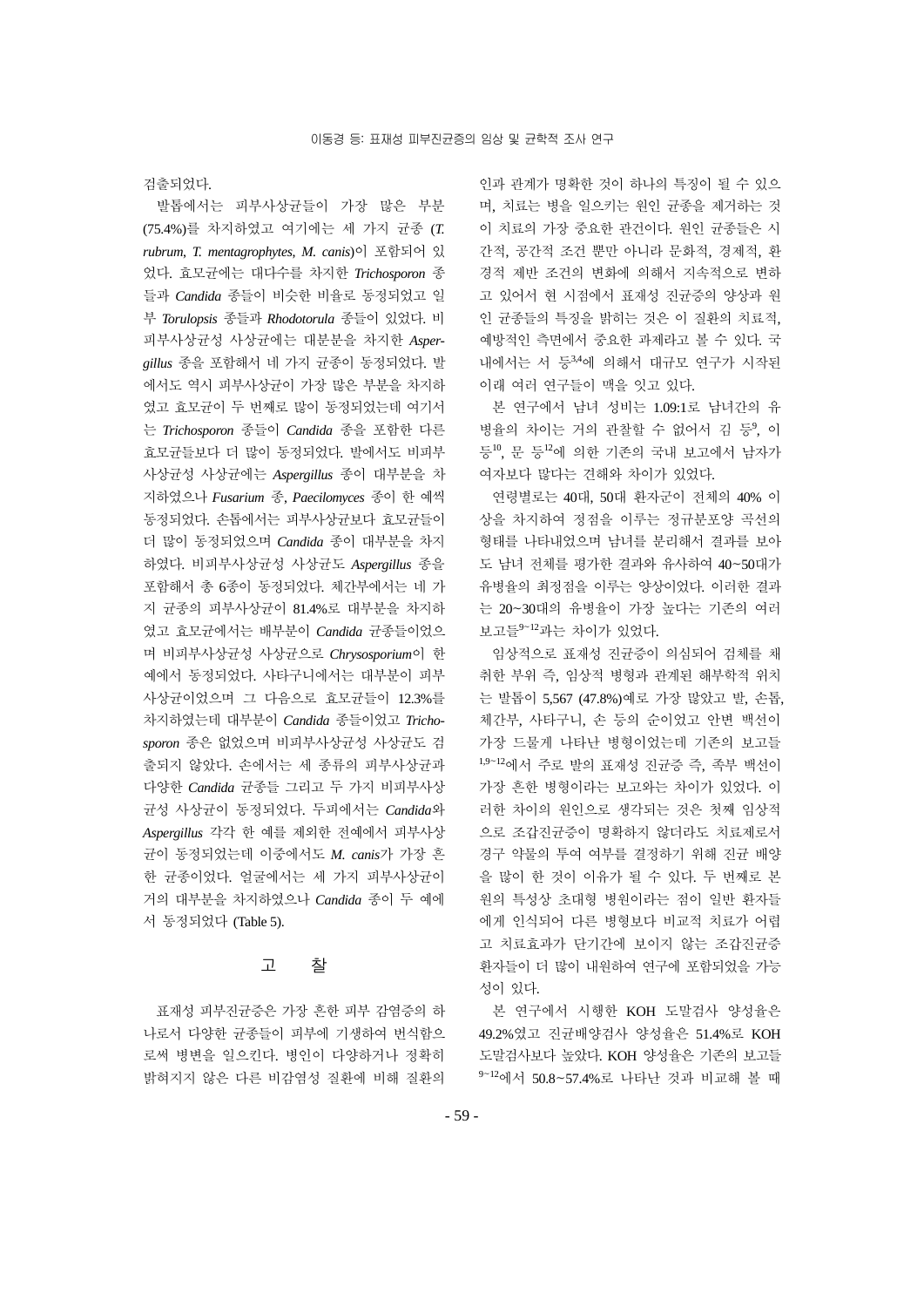검출되었다.

발톱에서는 피부사상균들이 가장 많은 부분(75.4%)를 차지하였고 여기에는 세 가지 균종 (*T. rubrum, T. mentagrophytes, M. canis*)이 포함되어 있었다. 효모균에는 대다수를 차지한 *Trichosporon* 종들과 *Candida* 종들이 비슷한 비율로 동정되었고 일부 *Torulopsis* 종들과 *Rhodotorula* 종들이 있었다. 비피부사상균성 사상균에는 대부분을 차지한 *Aspergillus* 종을 포함해서 네 가지 균종이 동정되었다. 발에서도 역시 피부사상균이 가장 많은 부분을 차지하였고 효모균이 두 번째로 많이 동정되었는데 여기서는 *Trichosporon* 종들이 *Candida* 종을 포함한 다른 효모균들보다 더 많이 동정되었다. 발에서도 비피부사상균성 사상균에는 *Aspergillus* 종이 대부분을 차지하였으나 *Fusarium* 종, *Paecilomyces* 종이 한 예씩 동정되었다. 손톱에서는 피부사상균보다 효모균들이 더 많이 동정되었으며 *Candida* 종이 대부분을 차지하였다. 비피부사상균성 사상균도 *Aspergillus* 종을 포함해서 총 6종이 동정되었다. 체간부에서는 네 가지 균종의 피부사상균이 81.4%로 대부분을 차지하였고 효모균에서는 배부분이 *Candida* 균종들이었으며 비피부사상균성 사상균으로 *Chrysosporium*이 한 예에서 동정되었다. 사타구니에서는 대부분이 피부사상균이었으며 그 다음으로 효모균들이 12.3%를 차지하였는데 대부분이 *Candida* 종들이었고 *Trichosporon* 종은 없었으며 비피부사상균성 사상균도 검출되지 않았다. 손에서는 세 종류의 피부사상균과 다양한 *Candida* 균종들 그리고 두 가지 비피부사상균성 사상균이 동정되었다. 두피에서는 *Candida*와 *Aspergillus* 각각 한 예를 제외한 전예에서 피부사상균이 동정되었는데 이중에서도 *M. canis*가 가장 흔한 균종이었다. 얼굴에서는 세 가지 피부사상균이 거의 대부분을 차지하였으나 *Candida* 종이 두 예에서 동정되었다 (Table 5).

## 고 찰

표재성 피부진균증은 가장 흔한 피부 감염증의 하나로서 다양한 균종들이 피부에 기생하여 번식함으로써 병변을 일으킨다. 병인이 다양하거나 정확히 밝혀지지 않은 다른 비감염성 질환에 비해 질환의 인과 관계가 명확한 것이 하나의 특징이 될 수 있으며, 치료는 병을 일으키는 원인 균종을 제거하는 것이 치료의 가장 중요한 관건이다. 원인 균종들은 시간적, 공간적 조건 뿐만 아니라 문화적, 경제적, 환경적 제반 조건의 변화에 의해서 지속적으로 변하고 있어서 현 시점에서 표재성 진균증의 양상과 원인 균종들의 특징을 밝히는 것은 이 질환의 치료적, 예방적인 측면에서 중요한 과제라고 볼 수 있다. 국내에서는 서 등[3,4]에 의해서 대규모 연구가 시작된 이래 여러 연구들이 맥을 잇고 있다.

본 연구에서 남녀 성비는 1.09:1로 남녀간의 유병율의 차이는 거의 관찰할 수 없어서 김 등[9], 이 등[10], 문 등[12]에 의한 기존의 국내 보고에서 남자가 여자보다 많다는 견해와 차이가 있었다.

연령별로는 40대, 50대 환자군이 전체의 40% 이상을 차지하여 정점을 이루는 정규분포양 곡선의 형태를 나타내었으며 남녀를 분리해서 결과를 보아도 남녀 전체를 평가한 결과와 유사하여 40~50대가 유병율의 최정점을 이루는 양상이었다. 이러한 결과는 20~30대의 유병율이 가장 높다는 기존의 여러 보고들[9~12]과는 차이가 있었다.

임상적으로 표재성 진균증이 의심되어 검체를 채취한 부위 즉, 임상적 병형과 관계된 해부학적 위치는 발톱이 5,567 (47.8%)예로 가장 많았고 발, 손톱, 체간부, 사타구니, 손 등의 순이었고 안면 백선이 가장 드물게 나타난 병형이었는데 기존의 보고들[1,9~12]에서 주로 발의 표재성 진균증 즉, 족부 백선이 가장 흔한 병형이라는 보고와는 차이가 있었다. 이러한 차이의 원인으로 생각되는 것은 첫째 임상적으로 조갑진균증이 명확하지 않더라도 치료제로서 경구 약물의 투여 여부를 결정하기 위해 진균 배양을 많이 한 것이 이유가 될 수 있다. 두 번째로 본원의 특성상 초대형 병원이라는 점이 일반 환자들에게 인식되어 다른 병형보다 비교적 치료가 어렵고 치료효과가 단기간에 보이지 않는 조갑진균증 환자들이 더 많이 내원하여 연구에 포함되었을 가능성이 있다.

본 연구에서 시행한 KOH 도말검사 양성율은 49.2%였고 진균배양검사 양성율은 51.4%로 KOH 도말검사보다 높았다. KOH 양성율은 기존의 보고들[9~12]에서 50.8~57.4%로 나타난 것과 비교해 볼 때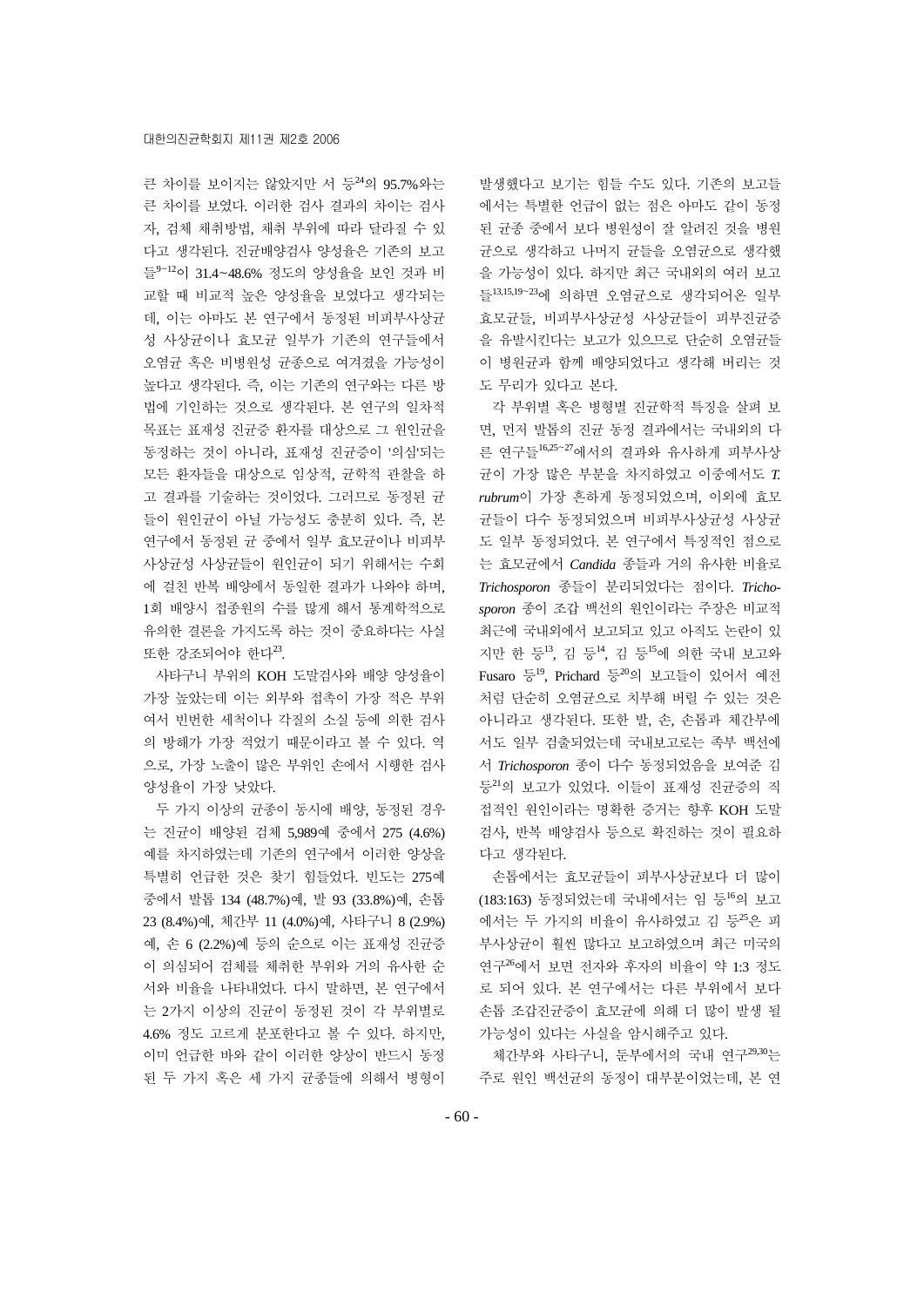큰 차이를 보이지는 않았지만 서 등[24]의 95.7%와는 큰 차이를 보였다. 이러한 검사 결과의 차이는 검사자, 검체 채취방법, 채취 부위에 따라 달라질 수 있다고 생각된다. 진균배양검사 양성율은 기존의 보고들[9~12]이 31.4~48.6% 정도의 양성율을 보인 것과 비교할 때 비교적 높은 양성율을 보였다고 생각되는데, 이는 아마도 본 연구에서 동정된 비피부사상균성 사상균이나 효모균 일부가 기존의 연구들에서 오염균 혹은 비병원성 균종으로 여겨졌을 가능성이 높다고 생각된다. 즉, 이는 기존의 연구와는 다른 방법에 기인하는 것으로 생각된다. 본 연구의 일차적 목표는 표재성 진균증 환자를 대상으로 그 원인균을 동정하는 것이 아니라, 표재성 진균증이 '의심'되는 모든 환자들을 대상으로 임상적, 균학적 관찰을 하고 결과를 기술하는 것이었다. 그러므로 동정된 균들이 원인균이 아닐 가능성도 충분히 있다. 즉, 본 연구에서 동정된 균 중에서 일부 효모균이나 비피부사상균성 사상균들이 원인균이 되기 위해서는 수회에 걸친 반복 배양에서 동일한 결과가 나와야 하며, 1회 배양시 접종원의 수를 많게 해서 통계학적으로 유의한 결론을 가지도록 하는 것이 중요하다는 사실 또한 강조되어야 한다[23].

사타구니 부위의 KOH 도말검사와 배양 양성율이 가장 높았는데 이는 외부와 접촉이 가장 적은 부위여서 빈번한 세척이나 각질의 소실 등에 의한 검사의 방해가 가장 적었기 때문이라고 볼 수 있다. 역으로, 가장 노출이 많은 부위인 손에서 시행한 검사 양성율이 가장 낮았다.

두 가지 이상의 균종이 동시에 배양, 동정된 경우는 진균이 배양된 검체 5,989예 중에서 275 (4.6%)예를 차지하였는데 기존의 연구에서 이러한 양상을 특별히 언급한 것은 찾기 힘들었다. 빈도는 275예 중에서 발톱 134 (48.7%)예, 발 93 (33.8%)예, 손톱 23 (8.4%)예, 체간부 11 (4.0%)예, 사타구니 8 (2.9%)예, 손 6 (2.2%)예 등의 순으로 이는 표재성 진균증이 의심되어 검체를 채취한 부위와 거의 유사한 순서와 비율을 나타내었다. 다시 말하면, 본 연구에서는 2가지 이상의 진균이 동정된 것이 각 부위별로 4.6% 정도 고르게 분포한다고 볼 수 있다. 하지만, 이미 언급한 바와 같이 이러한 양상이 반드시 동정된 두 가지 혹은 세 가지 균종들에 의해서 병형이 발생했다고 보기는 힘들 수도 있다. 기존의 보고들에서는 특별한 언급이 없는 점은 아마도 같이 동정된 균종 중에서 보다 병원성이 잘 알려진 것을 병원균으로 생각하고 나머지 균들을 오염균으로 생각했을 가능성이 있다. 하지만 최근 국내외의 여러 보고들[13,15,19~23]에 의하면 오염균으로 생각되어온 일부 효모균들, 비피부사상균성 사상균들이 피부진균증을 유발시킨다는 보고가 있으므로 단순히 오염균들이 병원균과 함께 배양되었다고 생각해 버리는 것도 무리가 있다고 본다.

각 부위별 혹은 병형별 진균학적 특징을 살펴 보면, 먼저 발톱의 진균 동정 결과에서는 국내외의 다른 연구들[16,25~27]에서의 결과와 유사하게 피부사상균이 가장 많은 부분을 차지하였고 이중에서도 *T. rubrum*이 가장 흔하게 동정되었으며, 이외에 효모균들이 다수 동정되었으며 비피부사상균성 사상균도 일부 동정되었다. 본 연구에서 특징적인 점으로는 효모균에서 *Candida* 종들과 거의 유사한 비율로 *Trichosporon* 종들이 분리되었다는 점이다. *Trichosporon* 종이 조갑 백선의 원인이라는 주장은 비교적 최근에 국내외에서 보고되고 있고 아직도 논란이 있지만 한 등[13], 김 등[14], 김 등[15]에 의한 국내 보고와 Fusaro 등[19], Prichard 등[20]의 보고들이 있어서 예전처럼 단순히 오염균으로 치부해 버릴 수 있는 것은 아니라고 생각된다. 또한 발, 손, 손톱과 체간부에서도 일부 검출되었는데 국내보고로는 족부 백선에서 *Trichosporon* 종이 다수 동정되었음을 보여준 김 등[21]의 보고가 있었다. 이들이 표재성 진균증의 직접적인 원인이라는 명확한 증거는 향후 KOH 도말검사, 반복 배양검사 등으로 확진하는 것이 필요하다고 생각된다.

손톱에서는 효모균들이 피부사상균보다 더 많이 (183:163) 동정되었는데 국내에서는 임 등[16]의 보고에서는 두 가지의 비율이 유사하였고 김 등[25]은 피부사상균이 훨씬 많다고 보고하였으며 최근 미국의 연구[26]에서 보면 전자와 후자의 비율이 약 1:3 정도로 되어 있다. 본 연구에서는 다른 부위에서 보다 손톱 조갑진균증이 효모균에 의해 더 많이 발생 될 가능성이 있다는 사실을 암시해주고 있다.

체간부와 사타구니, 둔부에서의 국내 연구[29,30]는 주로 원인 백선균의 동정이 대부분이었는데, 본 연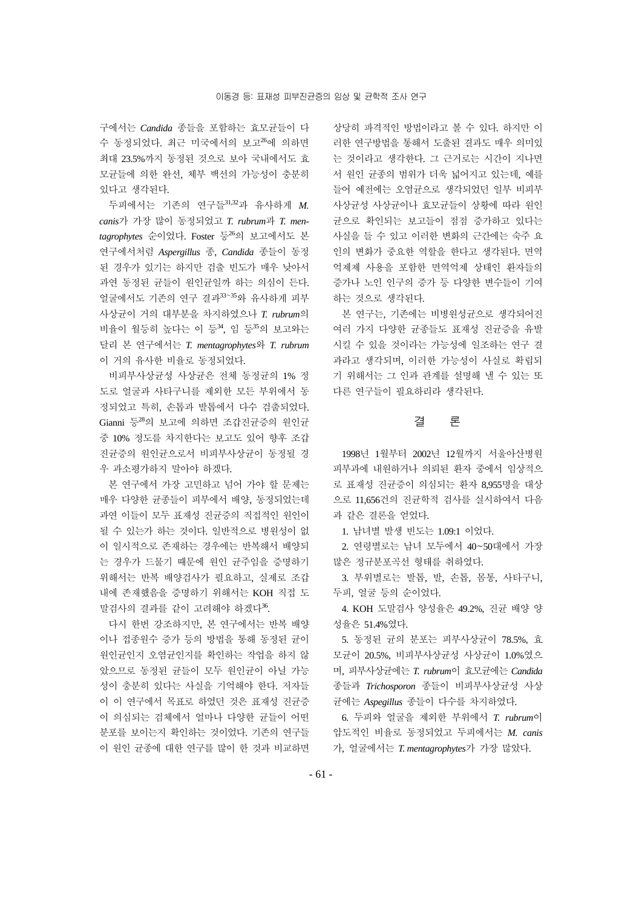구에서는 *Candida* 종들을 포함하는 효모균들이 다수 동정되었다. 최근 미국에서의 보고[26]에 의하면 최대 23.5%까지 동정된 것으로 보아 국내에서도 효모균들에 의한 완선, 체부 백선의 가능성이 충분히 있다고 생각된다.

두피에서는 기존의 연구들[31,32]과 유사하게 *M. canis*가 가장 많이 동정되었고 *T. rubrum*과 *T. mentagrophytes* 순이었다. Foster 등[26]의 보고에서도 본 연구에서처럼 *Aspergillus* 종, *Candida* 종들이 동정된 경우가 있기는 하지만 검출 빈도가 매우 낮아서 과연 동정된 균들이 원인균일까 하는 의심이 든다. 얼굴에서도 기존의 연구 결과[33~35]와 유사하게 피부사상균이 거의 대부분을 차지하였으나 *T. rubrum*의 비율이 월등히 높다는 이 등[34], 임 등[35]의 보고와는 달리 본 연구에서는 *T. mentagrophytes*와 *T. rubrum*이 거의 유사한 비율로 동정되었다.

비피부사상균성 사상균은 전체 동정균의 1% 정도로 얼굴과 사타구니를 제외한 모든 부위에서 동정되었고 특히, 손톱과 발톱에서 다수 검출되었다. Gianni 등[28]의 보고에 의하면 조갑진균증의 원인균 중 10% 정도를 차지한다는 보고도 있어 향후 조갑진균증의 원인균으로서 비피부사상균이 동정될 경우 과소평가하지 말아야 하겠다.

본 연구에서 가장 고민하고 넘어 가야 할 문제는 매우 다양한 균종들이 피부에서 배양, 동정되었는데 과연 이들이 모두 표재성 진균증의 직접적인 원인이 될 수 있는가 하는 것이다. 일반적으로 병원성이 없이 일시적으로 존재하는 경우에는 반복해서 배양되는 경우가 드물기 때문에 원인 균주임을 증명하기 위해서는 반복 배양검사가 필요하고, 실제로 조갑 내에 존재했음을 증명하기 위해서는 KOH 직접 도말검사의 결과를 같이 고려해야 하겠다[36].

다시 한번 강조하지만, 본 연구에서는 반복 배양이나 접종원수 증가 등의 방법을 통해 동정된 균이 원인균인지 오염균인지를 확인하는 작업을 하지 않았으므로 동정된 균들이 모두 원인균이 아닐 가능성이 충분히 있다는 사실을 기억해야 한다. 저자들이 이 연구에서 목표로 하였던 것은 표재성 진균증이 의심되는 검체에서 얼마나 다양한 균들이 어떤 분포를 보이는지 확인하는 것이었다. 기존의 연구들이 원인 균종에 대한 연구를 많이 한 것과 비교하면 상당히 파격적인 방법이라고 볼 수 있다. 하지만 이러한 연구방법을 통해서 도출된 결과도 매우 의미있는 것이라고 생각한다. 그 근거로는 시간이 지나면서 원인 균종의 범위가 더욱 넓어지고 있는데, 예를 들어 예전에는 오염균으로 생각되었던 일부 비피부사상균성 사상균이나 효모균들이 상황에 따라 원인균으로 확인되는 보고들이 점점 증가하고 있다는 사실을 들 수 있고 이러한 변화의 근간에는 숙주 요인의 변화가 중요한 역할을 한다고 생각된다. 면역억제제 사용을 포함한 면역억제 상태인 환자들의 증가나 노인 인구의 증가 등 다양한 변수들이 기여하는 것으로 생각된다.

본 연구는, 기존에는 비병원성균으로 생각되어진 여러 가지 다양한 균종들도 표재성 진균증을 유발시킬 수 있을 것이라는 가능성에 일조하는 연구 결과라고 생각되며, 이러한 가능성이 사실로 확립되기 위해서는 그 인과 관계를 설명해 낼 수 있는 또 다른 연구들이 필요하리라 생각된다.

## 결　　론

1998년 1월부터 2002년 12월까지 서울아산병원 피부과에 내원하거나 의뢰된 환자 중에서 임상적으로 표재성 진균증이 의심되는 환자 8,955명을 대상으로 11,656건의 진균학적 검사를 실시하여서 다음과 같은 결론을 얻었다.

1. 남녀별 발생 빈도는 1.09:1 이었다.

2. 연령별로는 남녀 모두에서 40~50대에서 가장 많은 정규분포곡선 형태를 취하였다.

3. 부위별로는 발톱, 발, 손톱, 몸통, 사타구니, 두피, 얼굴 등의 순이었다.

4. KOH 도말검사 양성율은 49.2%, 진균 배양 양성율은 51.4%였다.

5. 동정된 균의 분포는 피부사상균이 78.5%, 효모균이 20.5%, 비피부사상균성 사상균이 1.0%였으며, 피부사상균에는 *T. rubrum*이 효모균에는 *Candida* 종들과 *Trichosporon* 종들이 비피부사상균성 사상균에는 *Aspegillus* 종들이 다수를 차지하였다.

6. 두피와 얼굴을 제외한 부위에서 *T. rubrum*이 압도적인 비율로 동정되었고 두피에서는 *M. canis*가, 얼굴에서는 *T. mentagrophytes*가 가장 많았다.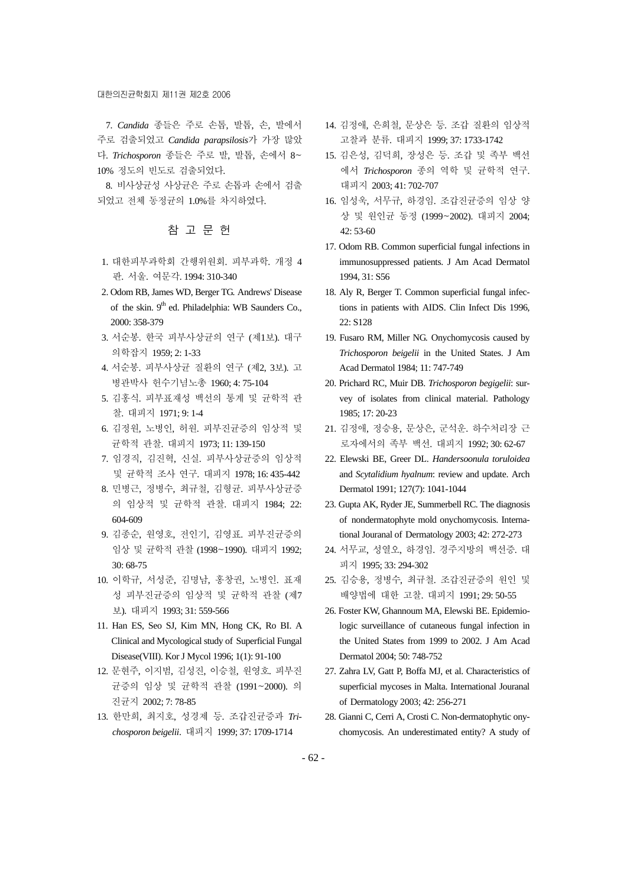7. *Candida* 종들은 주로 손톱, 발톱, 손, 발에서 주로 검출되었고 *Candida parapsilosis*가 가장 많았다. *Trichosporon* 종들은 주로 발, 발톱, 손에서 8~10% 정도의 빈도로 검출되었다.

8. 비사상균성 사상균은 주로 손톱과 손에서 검출되었고 전체 동정균의 1.0%를 차지하였다.

## 참 고 문 헌

1. 대한피부과학회 간행위원회. 피부과학. 개정 4판. 서울. 여문각. 1994: 310-340
2. Odom RB, James WD, Berger TG. Andrews' Disease of the skin. 9th ed. Philadelphia: WB Saunders Co., 2000: 358-379
3. 서순봉. 한국 피부사상균의 연구 (제1보). 대구의학잡지 1959; 2: 1-33
4. 서순봉. 피부사상균 질환의 연구 (제2, 3보). 고병관박사 헌수기념노총 1960; 4: 75-104
5. 김홍식. 피부표재성 백선의 통계 및 균학적 관찰. 대피지 1971; 9: 1-4
6. 김정원, 노병인, 허원. 피부진균증의 임상적 및 균학적 관찰. 대피지 1973; 11: 139-150
7. 임경직, 김진혁, 신실. 피부사상균증의 임상적 및 균학적 조사 연구. 대피지 1978; 16: 435-442
8. 민병근, 정병수, 최규철, 김형균. 피부사상균증의 임상적 및 균학적 관찰. 대피지 1984; 22: 604-609
9. 김종순, 원영호, 전인기, 김영표. 피부진균증의 임상 및 균학적 관찰 (1998~1990). 대피지 1992; 30: 68-75
10. 이학규, 서성준, 김명남, 홍창권, 노병인. 표재성 피부진균증의 임상적 및 균학적 관찰 (제7보). 대피지 1993; 31: 559-566
11. Han ES, Seo SJ, Kim MN, Hong CK, Ro BI. A Clinical and Mycological study of Superficial Fungal Disease(VIII). Kor J Mycol 1996; 1(1): 91-100
12. 문현주, 이지범, 김성진, 이승철, 원영호. 피부진균증의 임상 및 균학적 관찰 (1991~2000). 의진균지 2002; 7: 78-85
13. 한만희, 최지호, 성경제 등. 조갑진균증과 *Trichosporon beigelii*. 대피지 1999; 37: 1709-1714
14. 김정애, 은희철, 문상은 등. 조갑 질환의 임상적 고찰과 분류. 대피지 1999; 37: 1733-1742
15. 김은성, 김덕희, 장성은 등. 조갑 및 족부 백선에서 *Trichosporon* 종의 역학 및 균학적 연구. 대피지 2003; 41: 702-707
16. 임성옥, 서무규, 하경임. 조갑진균증의 임상 양상 및 원인균 동정 (1999~2002). 대피지 2004; 42: 53-60
17. Odom RB. Common superficial fungal infections in immunosuppressed patients. J Am Acad Dermatol 1994, 31: S56
18. Aly R, Berger T. Common superficial fungal infections in patients with AIDS. Clin Infect Dis 1996, 22: S128
19. Fusaro RM, Miller NG. Onychomycosis caused by *Trichosporon beigelii* in the United States. J Am Acad Dermatol 1984; 11: 747-749
20. Prichard RC, Muir DB. *Trichosporon begigelii*: survey of isolates from clinical material. Pathology 1985; 17: 20-23
21. 김정애, 정승용, 문상은, 군석운. 하수처리장 근로자에서의 족부 백선. 대피지 1992; 30: 62-67
22. Elewski BE, Greer DL. *Handersoonula toruloidea* and *Scytalidium hyalnum*: review and update. Arch Dermatol 1991; 127(7): 1041-1044
23. Gupta AK, Ryder JE, Summerbell RC. The diagnosis of nondermatophyte mold onychomycosis. International Jouranal of Dermatology 2003; 42: 272-273
24. 서무교, 성열오, 하경임. 경주지방의 백선증. 대피지 1995; 33: 294-302
25. 김승용, 정병수, 최규철. 조갑진균증의 원인 및 배양법에 대한 고찰. 대피지 1991; 29: 50-55
26. Foster KW, Ghannoum MA, Elewski BE. Epidemiologic surveillance of cutaneous fungal infection in the United States from 1999 to 2002. J Am Acad Dermatol 2004; 50: 748-752
27. Zahra LV, Gatt P, Boffa MJ, et al. Characteristics of superficial mycoses in Malta. International Jouranal of Dermatology 2003; 42: 256-271
28. Gianni C, Cerri A, Crosti C. Non-dermatophytic onychomycosis. An underestimated entity? A study of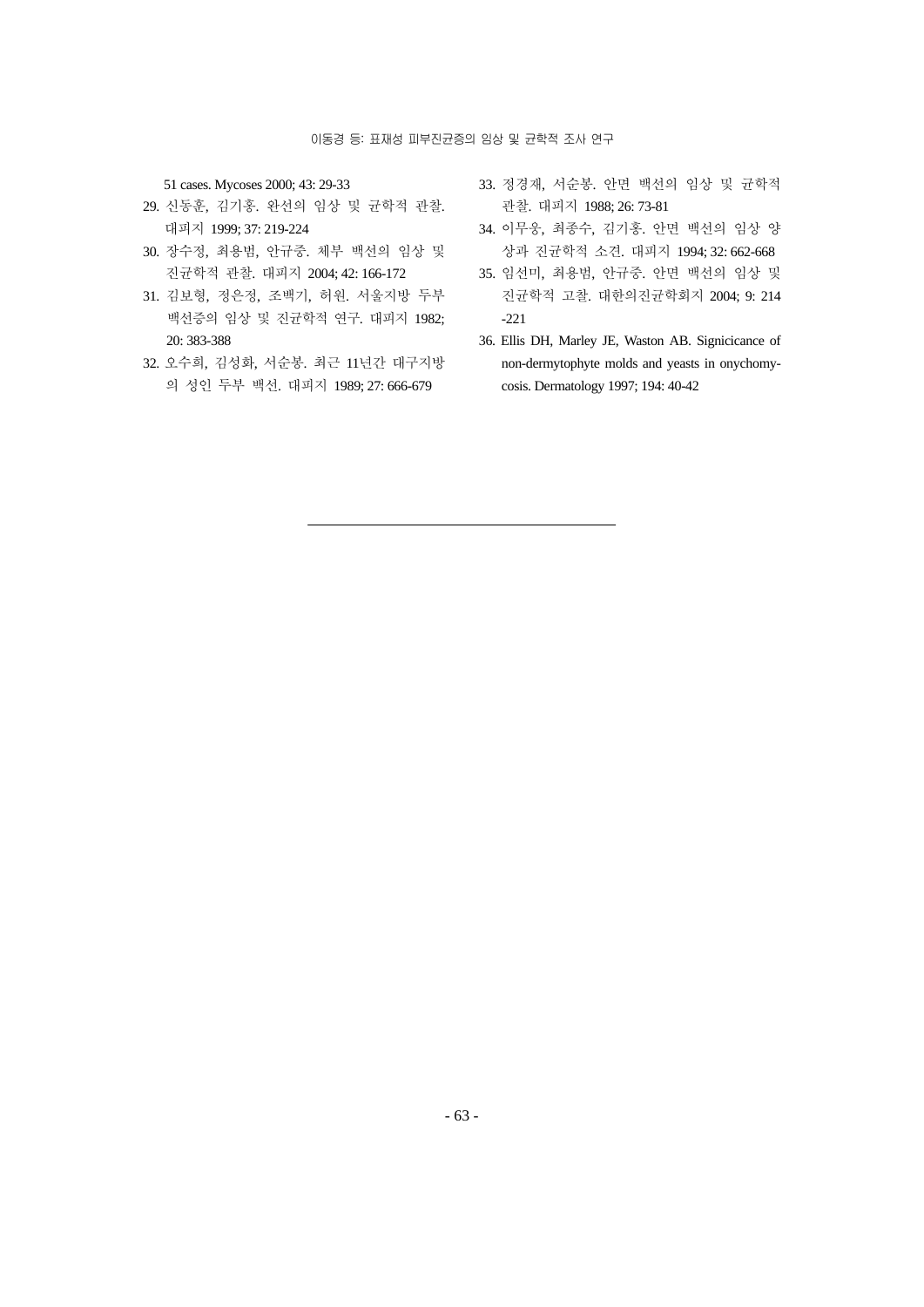51 cases. Mycoses 2000; 43: 29-33

29. 신동훈, 김기홍. 완선의 임상 및 균학적 관찰. 대피지 1999; 37: 219-224
30. 장수정, 최용범, 안규중. 체부 백선의 임상 및 진균학적 관찰. 대피지 2004; 42: 166-172
31. 김보형, 정은정, 조백기, 허원. 서울지방 두부 백선증의 임상 및 진균학적 연구. 대피지 1982; 20: 383-388
32. 오수희, 김성화, 서순봉. 최근 11년간 대구지방의 성인 두부 백선. 대피지 1989; 27: 666-679
33. 정경재, 서순봉. 안면 백선의 임상 및 균학적 관찰. 대피지 1988; 26: 73-81
34. 이무웅, 최종수, 김기홍. 안면 백선의 임상 양상과 진균학적 소견. 대피지 1994; 32: 662-668
35. 임선미, 최용범, 안규중. 안면 백선의 임상 및 진균학적 고찰. 대한의진균학회지 2004; 9: 214-221
36. Ellis DH, Marley JE, Waston AB. Signicicance of non-dermytophyte molds and yeasts in onychomycosis. Dermatology 1997; 194: 40-42